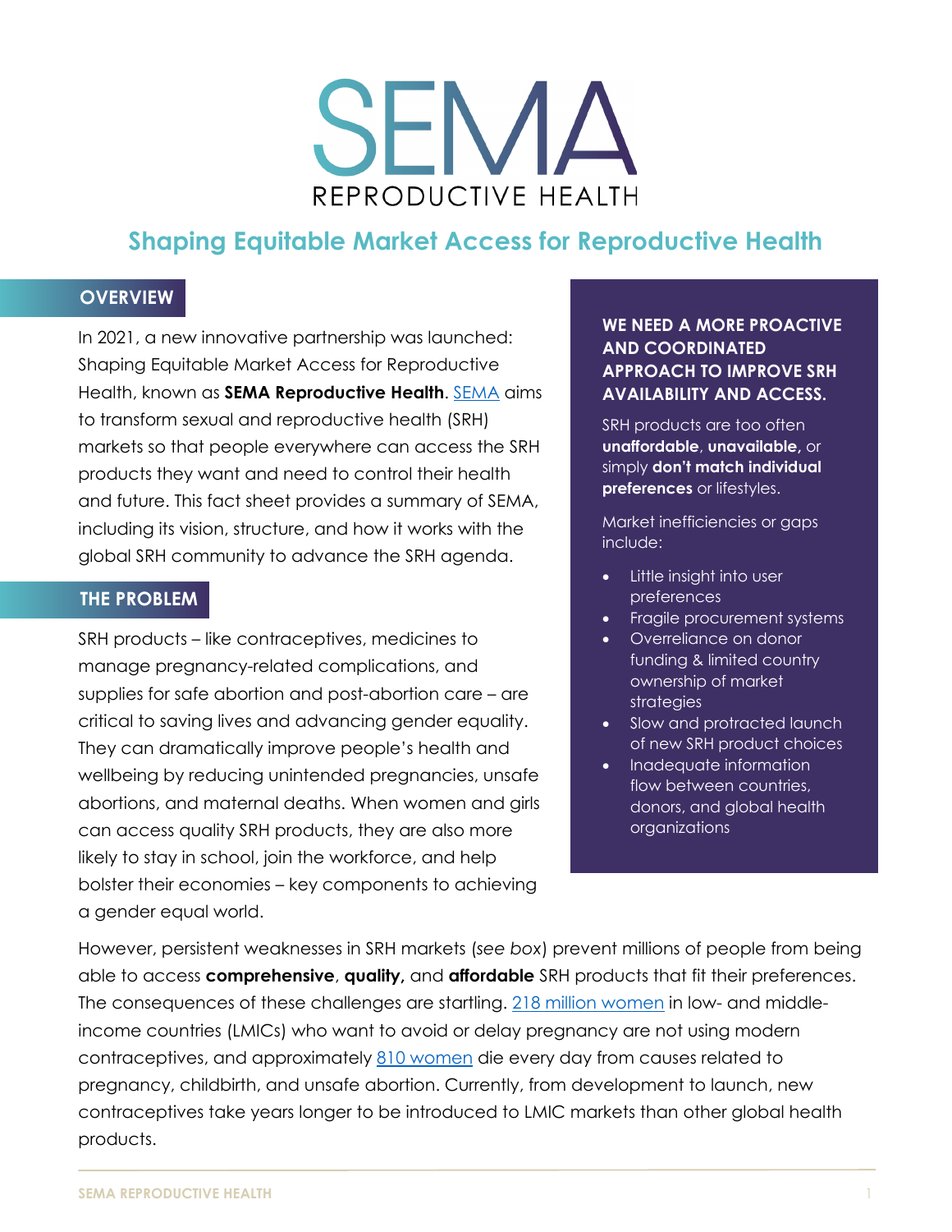# SEMA

REPRODUCTIVE HEALTH

## Shaping Equitable Market Access for Reproductive Health

### OVERVIEW

In 2021, a new innovative partnership was launched: Shaping Equitable Market Access for Reproductive Health, known as **SEMA Reproductive Health**. SEMA aims to transform sexual and reproductive health (SRH) markets so that people everywhere can access the SRH products they want and need to control their health and future. This fact sheet provides a summary of SEMA, including its vision, structure, and how it works with the global SRH community to advance the SRH agenda.

### THE PROBLEM

SRH products – like contraceptives, medicines to manage pregnancy-related complications, and supplies for safe abortion and post-abortion care – are critical to saving lives and advancing gender equality. They can dramatically improve people's health and wellbeing by reducing unintended pregnancies, unsafe abortions, and maternal deaths. When women and girls can access quality SRH products, they are also more likely to stay in school, join the workforce, and help bolster their economies – key components to achieving a gender equal world.

**WE NEED A MORE PROACTIVE AND COORDINATED APPROACH TO IMPROVE SRH AVAILABILITY AND ACCESS.**

SRH products are too often **unaffordable**, **unavailable,** or simply **don't match individual preferences** or lifestyles.

Market inefficiencies or gaps include:

- Little insight into user preferences
- Fragile procurement systems
- Overreliance on donor funding & limited country ownership of market strategies
- Slow and protracted launch of new SRH product choices
- Inadequate information flow between countries, donors, and global health organizations

However, persistent weaknesses in SRH markets (*see box*) prevent millions of people from being able to access **comprehensive**, **quality,** and **affordable** SRH products that fit their preferences. The consequences of these challenges are startling. 218 million women in low- and middle-income countries (LMICs) who want to avoid or delay pregnancy are not using modern contraceptives, and approximately 810 women die every day from causes related to pregnancy, childbirth, and unsafe abortion. Currently, from development to launch, new contraceptives take years longer to be introduced to LMIC markets than other global health products.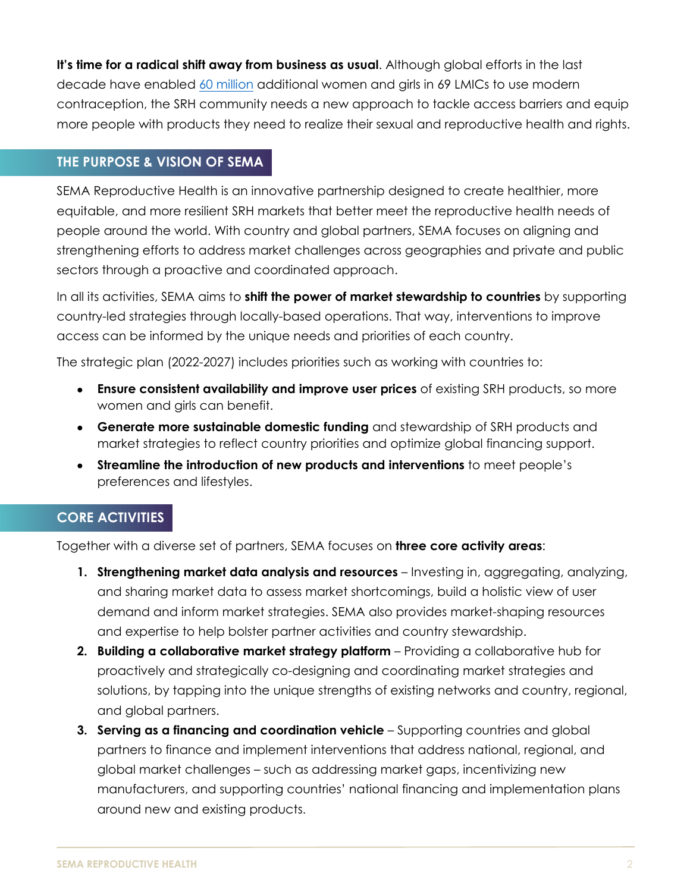**It's time for a radical shift away from business as usual**. Although global efforts in the last decade have enabled 60 million additional women and girls in 69 LMICs to use modern contraception, the SRH community needs a new approach to tackle access barriers and equip more people with products they need to realize their sexual and reproductive health and rights.

## THE PURPOSE & VISION OF SEMA

SEMA Reproductive Health is an innovative partnership designed to create healthier, more equitable, and more resilient SRH markets that better meet the reproductive health needs of people around the world. With country and global partners, SEMA focuses on aligning and strengthening efforts to address market challenges across geographies and private and public sectors through a proactive and coordinated approach.

In all its activities, SEMA aims to **shift the power of market stewardship to countries** by supporting country-led strategies through locally-based operations. That way, interventions to improve access can be informed by the unique needs and priorities of each country.

The strategic plan (2022-2027) includes priorities such as working with countries to:

- **Ensure consistent availability and improve user prices** of existing SRH products, so more women and girls can benefit.
- **Generate more sustainable domestic funding** and stewardship of SRH products and market strategies to reflect country priorities and optimize global financing support.
- **Streamline the introduction of new products and interventions** to meet people's preferences and lifestyles.

## CORE ACTIVITIES

Together with a diverse set of partners, SEMA focuses on **three core activity areas**:

1. **Strengthening market data analysis and resources** – Investing in, aggregating, analyzing, and sharing market data to assess market shortcomings, build a holistic view of user demand and inform market strategies. SEMA also provides market-shaping resources and expertise to help bolster partner activities and country stewardship.
2. **Building a collaborative market strategy platform** – Providing a collaborative hub for proactively and strategically co-designing and coordinating market strategies and solutions, by tapping into the unique strengths of existing networks and country, regional, and global partners.
3. **Serving as a financing and coordination vehicle** – Supporting countries and global partners to finance and implement interventions that address national, regional, and global market challenges – such as addressing market gaps, incentivizing new manufacturers, and supporting countries' national financing and implementation plans around new and existing products.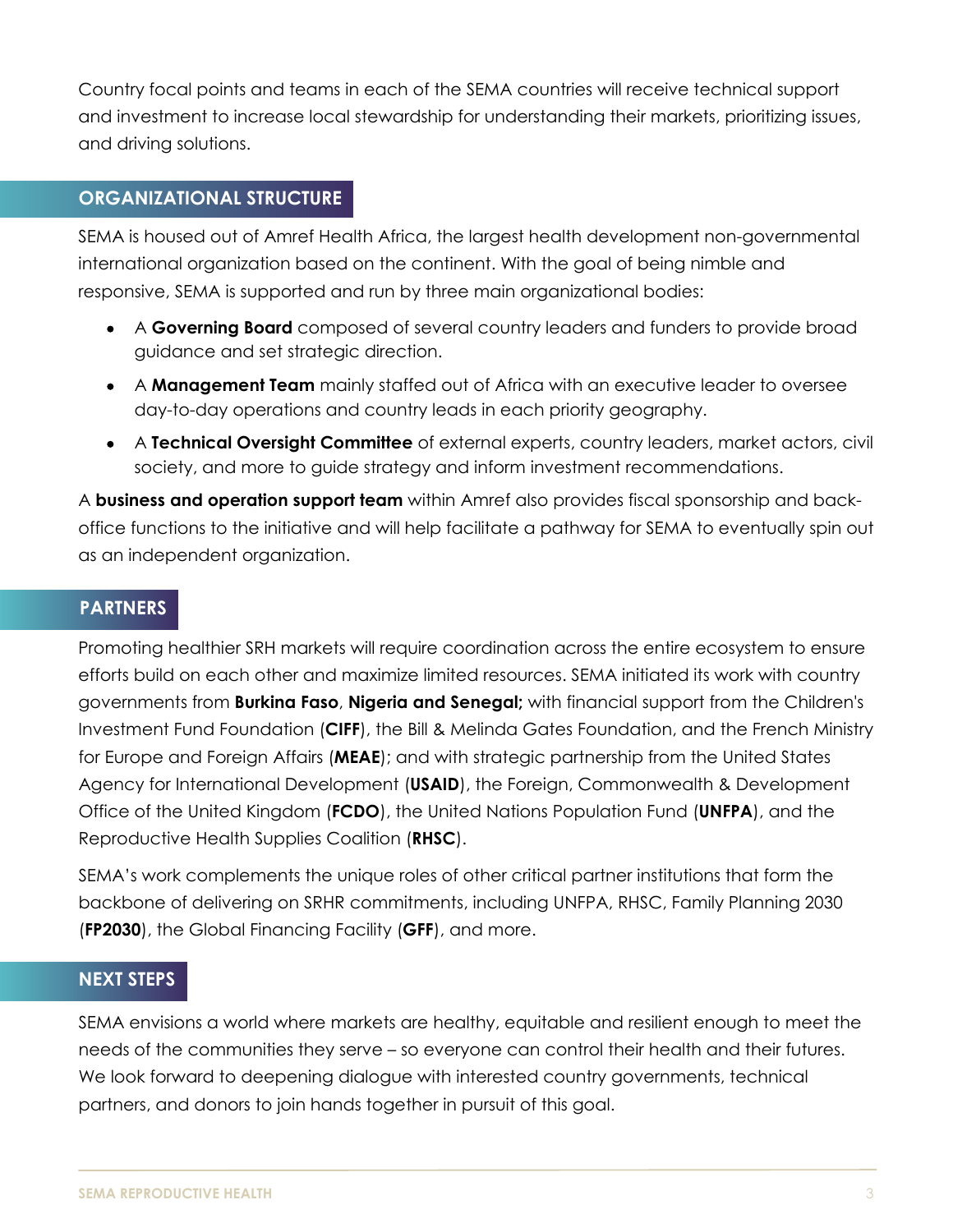Country focal points and teams in each of the SEMA countries will receive technical support and investment to increase local stewardship for understanding their markets, prioritizing issues, and driving solutions.

## ORGANIZATIONAL STRUCTURE

SEMA is housed out of Amref Health Africa, the largest health development non-governmental international organization based on the continent. With the goal of being nimble and responsive, SEMA is supported and run by three main organizational bodies:

- A **Governing Board** composed of several country leaders and funders to provide broad guidance and set strategic direction.
- A **Management Team** mainly staffed out of Africa with an executive leader to oversee day-to-day operations and country leads in each priority geography.
- A **Technical Oversight Committee** of external experts, country leaders, market actors, civil society, and more to guide strategy and inform investment recommendations.

A **business and operation support team** within Amref also provides fiscal sponsorship and back-office functions to the initiative and will help facilitate a pathway for SEMA to eventually spin out as an independent organization.

## PARTNERS

Promoting healthier SRH markets will require coordination across the entire ecosystem to ensure efforts build on each other and maximize limited resources. SEMA initiated its work with country governments from **Burkina Faso**, **Nigeria and Senegal;** with financial support from the Children's Investment Fund Foundation (**CIFF**), the Bill & Melinda Gates Foundation, and the French Ministry for Europe and Foreign Affairs (**MEAE**); and with strategic partnership from the United States Agency for International Development (**USAID**), the Foreign, Commonwealth & Development Office of the United Kingdom (**FCDO**), the United Nations Population Fund (**UNFPA**), and the Reproductive Health Supplies Coalition (**RHSC**).

SEMA's work complements the unique roles of other critical partner institutions that form the backbone of delivering on SRHR commitments, including UNFPA, RHSC, Family Planning 2030 (**FP2030**), the Global Financing Facility (**GFF**), and more.

## NEXT STEPS

SEMA envisions a world where markets are healthy, equitable and resilient enough to meet the needs of the communities they serve – so everyone can control their health and their futures. We look forward to deepening dialogue with interested country governments, technical partners, and donors to join hands together in pursuit of this goal.